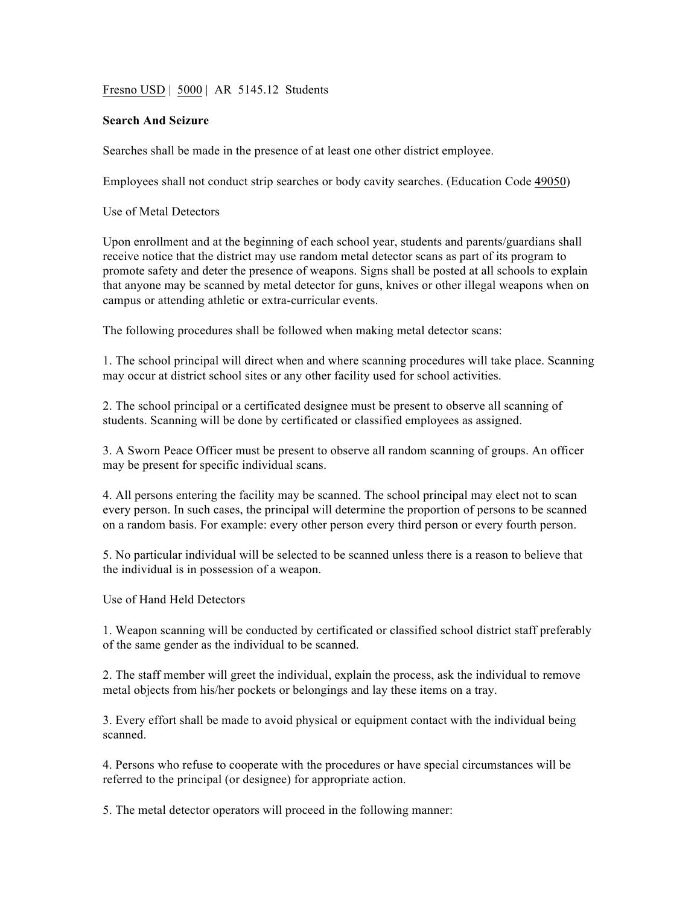Fresno USD | 5000 | AR 5145.12 Students

**Search And Seizure**

Searches shall be made in the presence of at least one other district employee.

Employees shall not conduct strip searches or body cavity searches. (Education Code 49050)

Use of Metal Detectors

Upon enrollment and at the beginning of each school year, students and parents/guardians shall receive notice that the district may use random metal detector scans as part of its program to promote safety and deter the presence of weapons. Signs shall be posted at all schools to explain that anyone may be scanned by metal detector for guns, knives or other illegal weapons when on campus or attending athletic or extra-curricular events.

The following procedures shall be followed when making metal detector scans:

1. The school principal will direct when and where scanning procedures will take place. Scanning may occur at district school sites or any other facility used for school activities.

2. The school principal or a certificated designee must be present to observe all scanning of students. Scanning will be done by certificated or classified employees as assigned.

3. A Sworn Peace Officer must be present to observe all random scanning of groups. An officer may be present for specific individual scans.

4. All persons entering the facility may be scanned. The school principal may elect not to scan every person. In such cases, the principal will determine the proportion of persons to be scanned on a random basis. For example: every other person every third person or every fourth person.

5. No particular individual will be selected to be scanned unless there is a reason to believe that the individual is in possession of a weapon.

Use of Hand Held Detectors

1. Weapon scanning will be conducted by certificated or classified school district staff preferably of the same gender as the individual to be scanned.

2. The staff member will greet the individual, explain the process, ask the individual to remove metal objects from his/her pockets or belongings and lay these items on a tray.

3. Every effort shall be made to avoid physical or equipment contact with the individual being scanned.

4. Persons who refuse to cooperate with the procedures or have special circumstances will be referred to the principal (or designee) for appropriate action.

5. The metal detector operators will proceed in the following manner: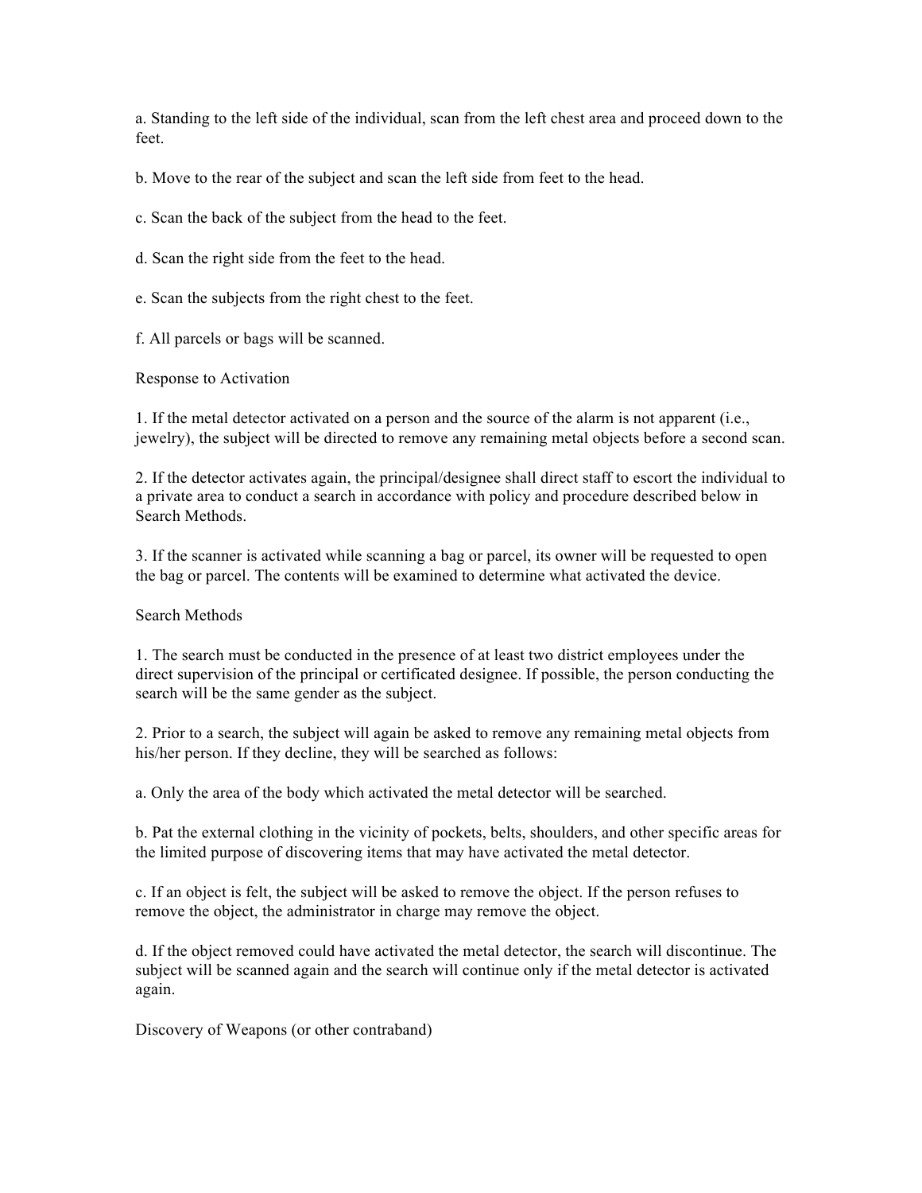a. Standing to the left side of the individual, scan from the left chest area and proceed down to the feet.

b. Move to the rear of the subject and scan the left side from feet to the head.

c. Scan the back of the subject from the head to the feet.

d. Scan the right side from the feet to the head.

e. Scan the subjects from the right chest to the feet.

f. All parcels or bags will be scanned.

## Response to Activation

1. If the metal detector activated on a person and the source of the alarm is not apparent (i.e., jewelry), the subject will be directed to remove any remaining metal objects before a second scan.

2. If the detector activates again, the principal/designee shall direct staff to escort the individual to a private area to conduct a search in accordance with policy and procedure described below in Search Methods.

3. If the scanner is activated while scanning a bag or parcel, its owner will be requested to open the bag or parcel. The contents will be examined to determine what activated the device.

## Search Methods

1. The search must be conducted in the presence of at least two district employees under the direct supervision of the principal or certificated designee. If possible, the person conducting the search will be the same gender as the subject.

2. Prior to a search, the subject will again be asked to remove any remaining metal objects from his/her person. If they decline, they will be searched as follows:

a. Only the area of the body which activated the metal detector will be searched.

b. Pat the external clothing in the vicinity of pockets, belts, shoulders, and other specific areas for the limited purpose of discovering items that may have activated the metal detector.

c. If an object is felt, the subject will be asked to remove the object. If the person refuses to remove the object, the administrator in charge may remove the object.

d. If the object removed could have activated the metal detector, the search will discontinue. The subject will be scanned again and the search will continue only if the metal detector is activated again.

## Discovery of Weapons (or other contraband)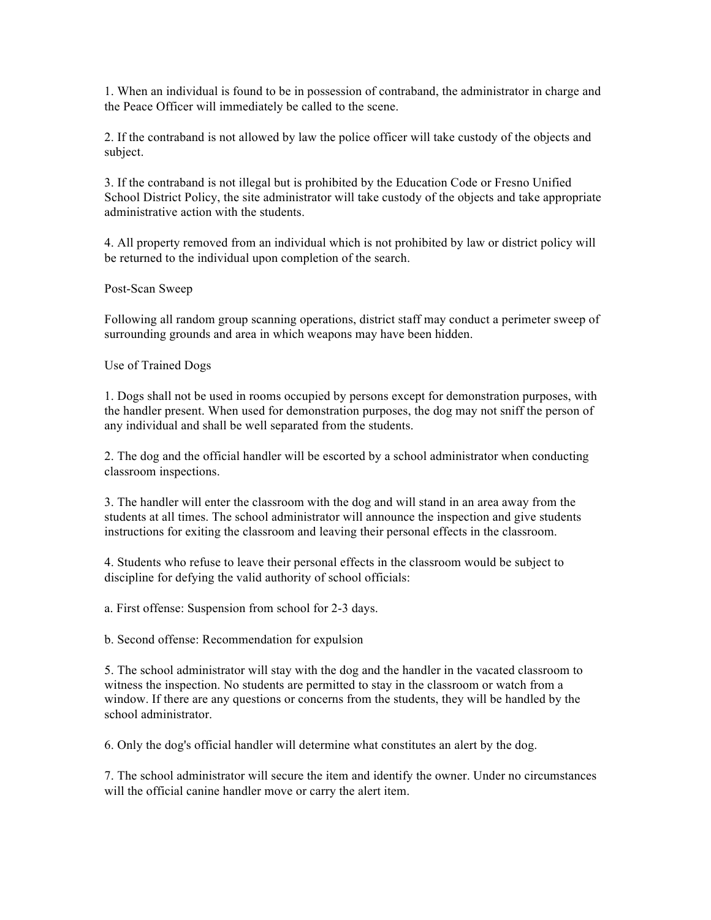1. When an individual is found to be in possession of contraband, the administrator in charge and the Peace Officer will immediately be called to the scene.

2. If the contraband is not allowed by law the police officer will take custody of the objects and subject.

3. If the contraband is not illegal but is prohibited by the Education Code or Fresno Unified School District Policy, the site administrator will take custody of the objects and take appropriate administrative action with the students.

4. All property removed from an individual which is not prohibited by law or district policy will be returned to the individual upon completion of the search.

Post-Scan Sweep

Following all random group scanning operations, district staff may conduct a perimeter sweep of surrounding grounds and area in which weapons may have been hidden.

Use of Trained Dogs

1. Dogs shall not be used in rooms occupied by persons except for demonstration purposes, with the handler present. When used for demonstration purposes, the dog may not sniff the person of any individual and shall be well separated from the students.

2. The dog and the official handler will be escorted by a school administrator when conducting classroom inspections.

3. The handler will enter the classroom with the dog and will stand in an area away from the students at all times. The school administrator will announce the inspection and give students instructions for exiting the classroom and leaving their personal effects in the classroom.

4. Students who refuse to leave their personal effects in the classroom would be subject to discipline for defying the valid authority of school officials:

a. First offense: Suspension from school for 2-3 days.

b. Second offense: Recommendation for expulsion

5. The school administrator will stay with the dog and the handler in the vacated classroom to witness the inspection. No students are permitted to stay in the classroom or watch from a window. If there are any questions or concerns from the students, they will be handled by the school administrator.

6. Only the dog's official handler will determine what constitutes an alert by the dog.

7. The school administrator will secure the item and identify the owner. Under no circumstances will the official canine handler move or carry the alert item.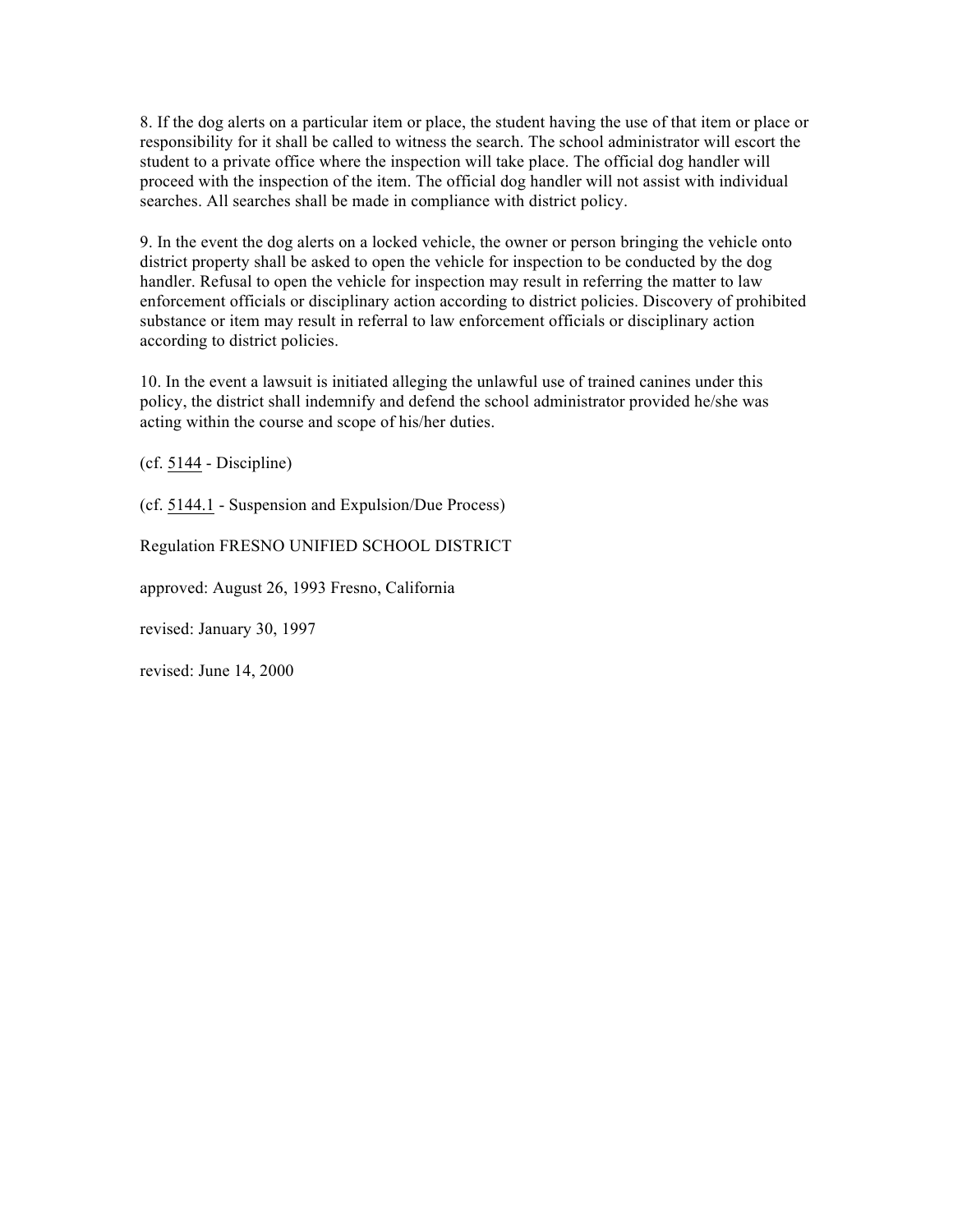8. If the dog alerts on a particular item or place, the student having the use of that item or place or responsibility for it shall be called to witness the search. The school administrator will escort the student to a private office where the inspection will take place. The official dog handler will proceed with the inspection of the item. The official dog handler will not assist with individual searches. All searches shall be made in compliance with district policy.

9. In the event the dog alerts on a locked vehicle, the owner or person bringing the vehicle onto district property shall be asked to open the vehicle for inspection to be conducted by the dog handler. Refusal to open the vehicle for inspection may result in referring the matter to law enforcement officials or disciplinary action according to district policies. Discovery of prohibited substance or item may result in referral to law enforcement officials or disciplinary action according to district policies.

10. In the event a lawsuit is initiated alleging the unlawful use of trained canines under this policy, the district shall indemnify and defend the school administrator provided he/she was acting within the course and scope of his/her duties.

(cf. 5144 - Discipline)

(cf. 5144.1 - Suspension and Expulsion/Due Process)

Regulation FRESNO UNIFIED SCHOOL DISTRICT

approved: August 26, 1993 Fresno, California

revised: January 30, 1997

revised: June 14, 2000